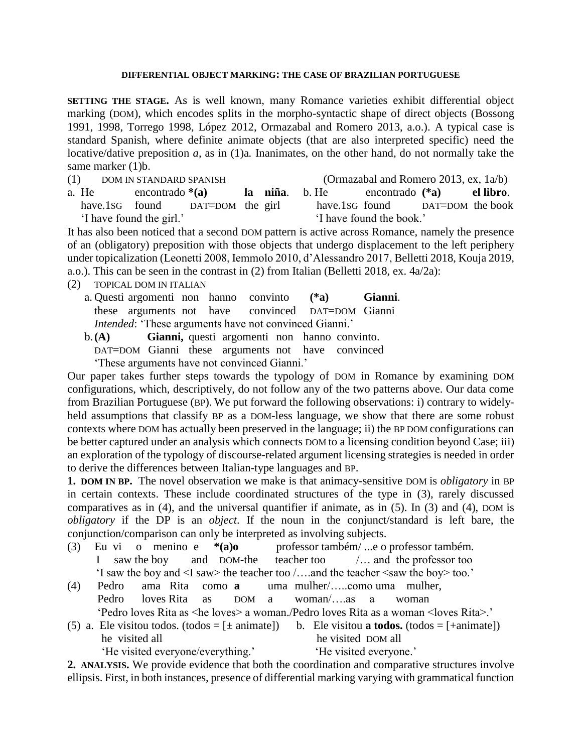**DIFFERENTIAL OBJECT MARKING: THE CASE OF BRAZILIAN PORTUGUESE**

**SETTING THE STAGE.** As is well known, many Romance varieties exhibit differential object marking (DOM), which encodes splits in the morpho-syntactic shape of direct objects (Bossong 1991, 1998, Torrego 1998, López 2012, Ormazabal and Romero 2013, a.o.). A typical case is standard Spanish, where definite animate objects (that are also interpreted specific) need the locative/dative preposition *a*, as in (1)a. Inanimates, on the other hand, do not normally take the same marker (1)b.

(1) DOM IN STANDARD SPANISH (Ormazabal and Romero 2013, ex, 1a/b)

a. He encontrado **\*(a) la niña**.
 have.1SG found DAT=DOM the girl
 'I have found the girl.'

b. He encontrado **(\*a) el libro**.
 have.1SG found DAT=DOM the book
 'I have found the book.'

It has also been noticed that a second DOM pattern is active across Romance, namely the presence of an (obligatory) preposition with those objects that undergo displacement to the left periphery under topicalization (Leonetti 2008, Iemmolo 2010, d'Alessandro 2017, Belletti 2018, Kouja 2019, a.o.). This can be seen in the contrast in (2) from Italian (Belletti 2018, ex. 4a/2a):

(2) TOPICAL DOM IN ITALIAN

a. Questi argomenti non hanno convinto **(\*a) Gianni**.
 these arguments not have convinced DAT=DOM Gianni
 *Intended*: 'These arguments have not convinced Gianni.'

b. **(A) Gianni,** questi argomenti non hanno convinto.
 DAT=DOM Gianni these arguments not have convinced
 'These arguments have not convinced Gianni.'

Our paper takes further steps towards the typology of DOM in Romance by examining DOM configurations, which, descriptively, do not follow any of the two patterns above. Our data come from Brazilian Portuguese (BP). We put forward the following observations: i) contrary to widely-held assumptions that classify BP as a DOM-less language, we show that there are some robust contexts where DOM has actually been preserved in the language; ii) the BP DOM configurations can be better captured under an analysis which connects DOM to a licensing condition beyond Case; iii) an exploration of the typology of discourse-related argument licensing strategies is needed in order to derive the differences between Italian-type languages and BP.

**1. DOM IN BP.** The novel observation we make is that animacy-sensitive DOM is *obligatory* in BP in certain contexts. These include coordinated structures of the type in (3), rarely discussed comparatives as in (4), and the universal quantifier if animate, as in (5). In (3) and (4), DOM is *obligatory* if the DP is an *object*. If the noun in the conjunct/standard is left bare, the conjunction/comparison can only be interpreted as involving subjects.

(3) Eu vi o menino e **\*(a)o** professor também/ ...e o professor também.
 I saw the boy and DOM-the teacher too /… and the professor too
 'I saw the boy and <I saw> the teacher too /….and the teacher <saw the boy> too.'

(4) Pedro ama Rita como **a** uma mulher/…..como uma mulher,
 Pedro loves Rita as DOM a woman/….as a woman
 'Pedro loves Rita as <he loves> a woman./Pedro loves Rita as a woman <loves Rita>.'

(5) a. Ele visitou todos. (todos = [± animate])
 he visited all
 'He visited everyone/everything.'

b. Ele visitou **a todos.** (todos = [+animate])
 he visited DOM all
 'He visited everyone.'

**2. ANALYSIS.** We provide evidence that both the coordination and comparative structures involve ellipsis. First, in both instances, presence of differential marking varying with grammatical function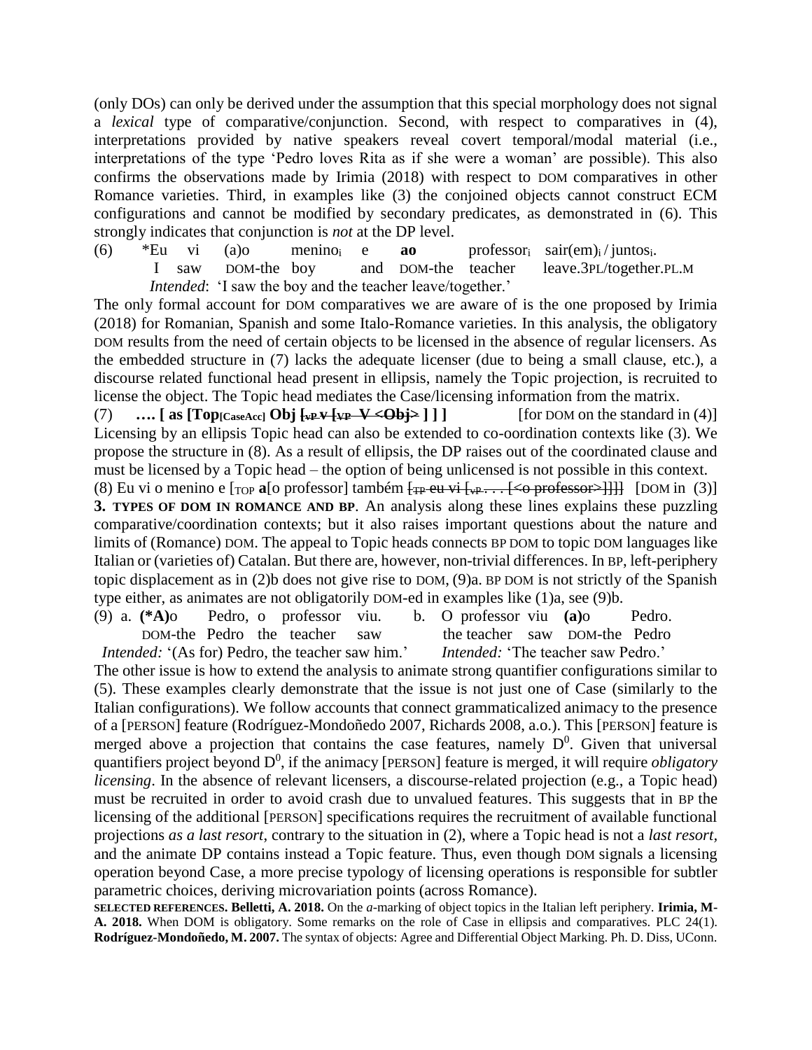(only DOs) can only be derived under the assumption that this special morphology does not signal a *lexical* type of comparative/conjunction. Second, with respect to comparatives in (4), interpretations provided by native speakers reveal covert temporal/modal material (i.e., interpretations of the type 'Pedro loves Rita as if she were a woman' are possible). This also confirms the observations made by Irimia (2018) with respect to DOM comparatives in other Romance varieties. Third, in examples like (3) the conjoined objects cannot construct ECM configurations and cannot be modified by secondary predicates, as demonstrated in (6). This strongly indicates that conjunction is *not* at the DP level.

(6) \*Eu vi (a)o menino$_i$ e **ao** professor$_i$ sair(em)$_i$ / juntos$_i$.
    I saw DOM-the boy and DOM-the teacher leave.3PL/together.PL.M
    *Intended*: 'I saw the boy and the teacher leave/together.'

The only formal account for DOM comparatives we are aware of is the one proposed by Irimia (2018) for Romanian, Spanish and some Italo-Romance varieties. In this analysis, the obligatory DOM results from the need of certain objects to be licensed in the absence of regular licensers. As the embedded structure in (7) lacks the adequate licenser (due to being a small clause, etc.), a discourse related functional head present in ellipsis, namely the Topic projection, is recruited to license the object. The Topic head mediates the Case/licensing information from the matrix.

(7) **…. [ as [Top$_{[CaseAcc]}$ Obj ~~[$_{vP}$ v [$_{VP}$ V <Obj>~~ ] ] ]** [for DOM on the standard in (4)]

Licensing by an ellipsis Topic head can also be extended to co-ordination contexts like (3). We propose the structure in (8). As a result of ellipsis, the DP raises out of the coordinated clause and must be licensed by a Topic head – the option of being unlicensed is not possible in this context.

(8) Eu vi o menino e [$_{TOP}$ **a**[o professor] também ~~[$_{TP}$ eu vi [$_{vP}$ . . . [<o professor>]]]~~] [DOM in (3)]

**3. TYPES OF DOM IN ROMANCE AND BP**. An analysis along these lines explains these puzzling comparative/coordination contexts; but it also raises important questions about the nature and limits of (Romance) DOM. The appeal to Topic heads connects BP DOM to topic DOM languages like Italian or (varieties of) Catalan. But there are, however, non-trivial differences. In BP, left-periphery topic displacement as in (2)b does not give rise to DOM, (9)a. BP DOM is not strictly of the Spanish type either, as animates are not obligatorily DOM-ed in examples like (1)a, see (9)b.

(9) a. **(\*A)**o Pedro, o professor viu.
    DOM-the Pedro the teacher saw
    *Intended:* '(As for) Pedro, the teacher saw him.'

b. O professor viu **(a)**o Pedro.
    the teacher saw DOM-the Pedro
    *Intended:* 'The teacher saw Pedro.'

The other issue is how to extend the analysis to animate strong quantifier configurations similar to (5). These examples clearly demonstrate that the issue is not just one of Case (similarly to the Italian configurations). We follow accounts that connect grammaticalized animacy to the presence of a [PERSON] feature (Rodríguez-Mondoñedo 2007, Richards 2008, a.o.). This [PERSON] feature is merged above a projection that contains the case features, namely $D^0$. Given that universal quantifiers project beyond $D^0$, if the animacy [PERSON] feature is merged, it will require *obligatory licensing*. In the absence of relevant licensers, a discourse-related projection (e.g., a Topic head) must be recruited in order to avoid crash due to unvalued features. This suggests that in BP the licensing of the additional [PERSON] specifications requires the recruitment of available functional projections *as a last resort*, contrary to the situation in (2), where a Topic head is not a *last resort*, and the animate DP contains instead a Topic feature. Thus, even though DOM signals a licensing operation beyond Case, a more precise typology of licensing operations is responsible for subtler parametric choices, deriving microvariation points (across Romance).

**SELECTED REFERENCES. Belletti, A. 2018.** On the *a*-marking of object topics in the Italian left periphery. **Irimia, M-A. 2018.** When DOM is obligatory. Some remarks on the role of Case in ellipsis and comparatives. PLC 24(1). **Rodríguez-Mondoñedo, M. 2007.** The syntax of objects: Agree and Differential Object Marking. Ph. D. Diss, UConn.